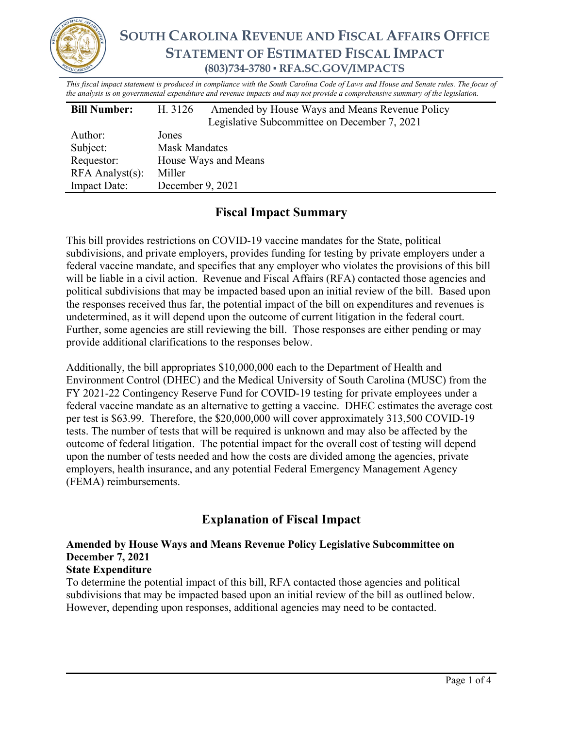# SOUTH CAROLINA REVENUE AND FISCAL AFFAIRS OFFICE
## STATEMENT OF ESTIMATED FISCAL IMPACT
### (803)734-3780 ▪ RFA.SC.GOV/IMPACTS

*This fiscal impact statement is produced in compliance with the South Carolina Code of Laws and House and Senate rules. The focus of the analysis is on governmental expenditure and revenue impacts and may not provide a comprehensive summary of the legislation.*

| **Bill Number:** | H. 3126 Amended by House Ways and Means Revenue Policy Legislative Subcommittee on December 7, 2021 |
|---|---|
| Author: | Jones |
| Subject: | Mask Mandates |
| Requestor: | House Ways and Means |
| RFA Analyst(s): | Miller |
| Impact Date: | December 9, 2021 |

## Fiscal Impact Summary

This bill provides restrictions on COVID-19 vaccine mandates for the State, political subdivisions, and private employers, provides funding for testing by private employers under a federal vaccine mandate, and specifies that any employer who violates the provisions of this bill will be liable in a civil action. Revenue and Fiscal Affairs (RFA) contacted those agencies and political subdivisions that may be impacted based upon an initial review of the bill. Based upon the responses received thus far, the potential impact of the bill on expenditures and revenues is undetermined, as it will depend upon the outcome of current litigation in the federal court. Further, some agencies are still reviewing the bill. Those responses are either pending or may provide additional clarifications to the responses below.

Additionally, the bill appropriates $10,000,000 each to the Department of Health and Environment Control (DHEC) and the Medical University of South Carolina (MUSC) from the FY 2021-22 Contingency Reserve Fund for COVID-19 testing for private employees under a federal vaccine mandate as an alternative to getting a vaccine. DHEC estimates the average cost per test is $63.99. Therefore, the $20,000,000 will cover approximately 313,500 COVID-19 tests. The number of tests that will be required is unknown and may also be affected by the outcome of federal litigation. The potential impact for the overall cost of testing will depend upon the number of tests needed and how the costs are divided among the agencies, private employers, health insurance, and any potential Federal Emergency Management Agency (FEMA) reimbursements.

## Explanation of Fiscal Impact

### Amended by House Ways and Means Revenue Policy Legislative Subcommittee on December 7, 2021

**State Expenditure**

To determine the potential impact of this bill, RFA contacted those agencies and political subdivisions that may be impacted based upon an initial review of the bill as outlined below. However, depending upon responses, additional agencies may need to be contacted.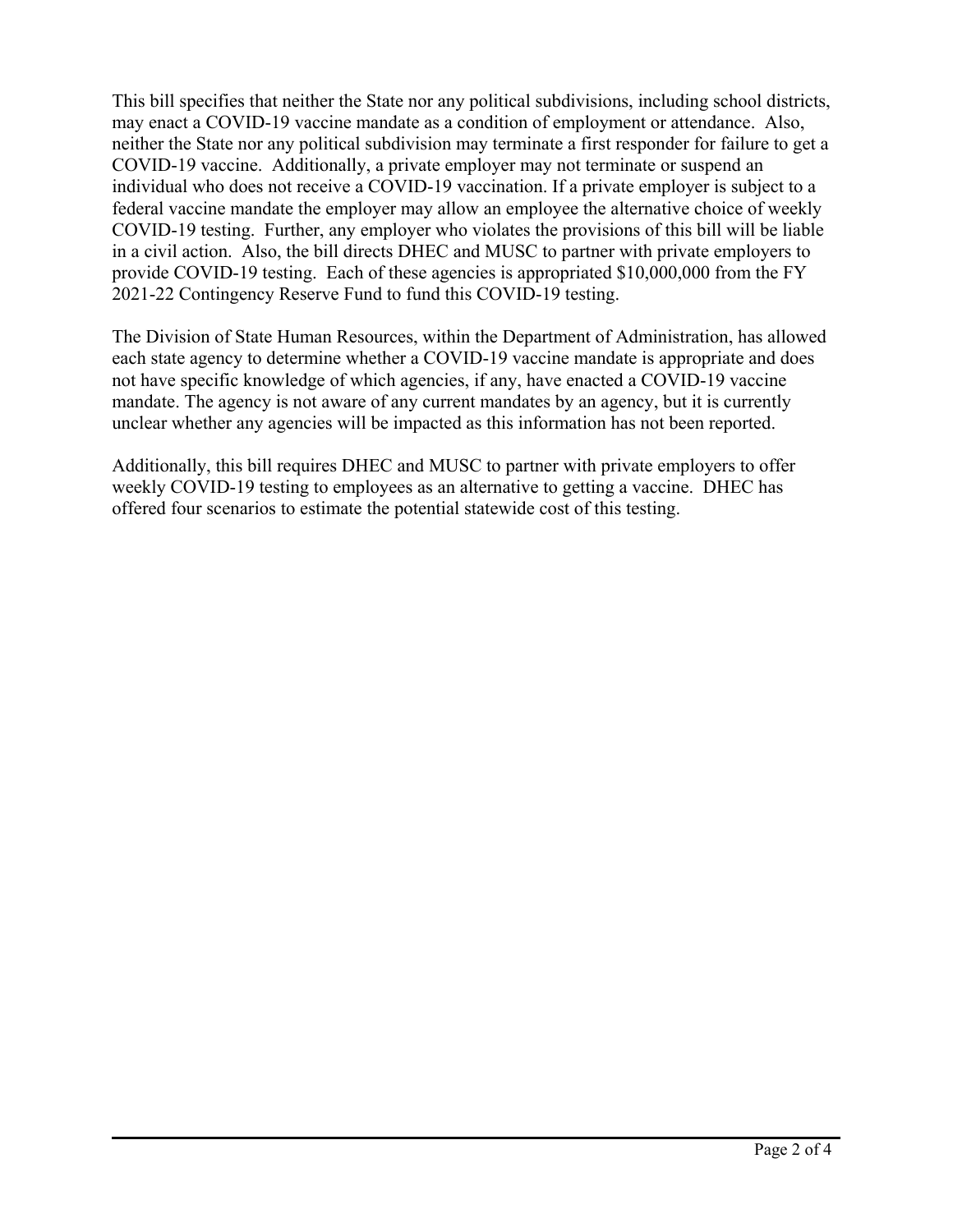This bill specifies that neither the State nor any political subdivisions, including school districts, may enact a COVID-19 vaccine mandate as a condition of employment or attendance. Also, neither the State nor any political subdivision may terminate a first responder for failure to get a COVID-19 vaccine. Additionally, a private employer may not terminate or suspend an individual who does not receive a COVID-19 vaccination. If a private employer is subject to a federal vaccine mandate the employer may allow an employee the alternative choice of weekly COVID-19 testing. Further, any employer who violates the provisions of this bill will be liable in a civil action. Also, the bill directs DHEC and MUSC to partner with private employers to provide COVID-19 testing. Each of these agencies is appropriated $10,000,000 from the FY 2021-22 Contingency Reserve Fund to fund this COVID-19 testing.

The Division of State Human Resources, within the Department of Administration, has allowed each state agency to determine whether a COVID-19 vaccine mandate is appropriate and does not have specific knowledge of which agencies, if any, have enacted a COVID-19 vaccine mandate. The agency is not aware of any current mandates by an agency, but it is currently unclear whether any agencies will be impacted as this information has not been reported.

Additionally, this bill requires DHEC and MUSC to partner with private employers to offer weekly COVID-19 testing to employees as an alternative to getting a vaccine. DHEC has offered four scenarios to estimate the potential statewide cost of this testing.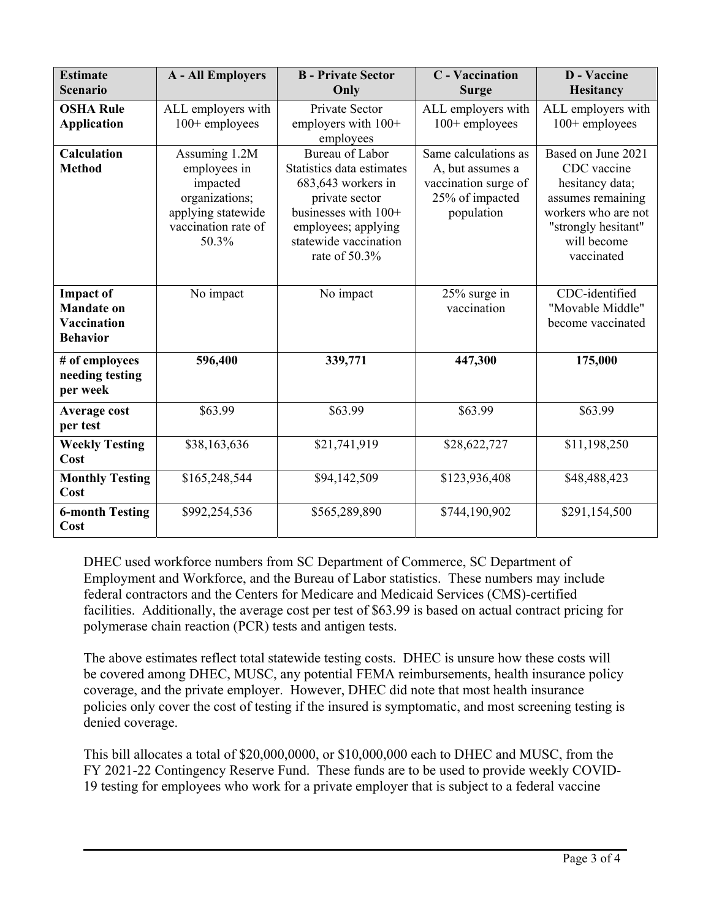| Estimate Scenario | A - All Employers | B - Private Sector Only | C - Vaccination Surge | D - Vaccine Hesitancy |
|---|---|---|---|---|
| **OSHA Rule Application** | ALL employers with 100+ employees | Private Sector employers with 100+ employees | ALL employers with 100+ employees | ALL employers with 100+ employees |
| **Calculation Method** | Assuming 1.2M employees in impacted organizations; applying statewide vaccination rate of 50.3% | Bureau of Labor Statistics data estimates 683,643 workers in private sector businesses with 100+ employees; applying statewide vaccination rate of 50.3% | Same calculations as A, but assumes a vaccination surge of 25% of impacted population | Based on June 2021 CDC vaccine hesitancy data; assumes remaining workers who are not "strongly hesitant" will become vaccinated |
| **Impact of Mandate on Vaccination Behavior** | No impact | No impact | 25% surge in vaccination | CDC-identified "Movable Middle" become vaccinated |
| **# of employees needing testing per week** | **596,400** | **339,771** | **447,300** | **175,000** |
| **Average cost per test** | $63.99 | $63.99 | $63.99 | $63.99 |
| **Weekly Testing Cost** | $38,163,636 | $21,741,919 | $28,622,727 | $11,198,250 |
| **Monthly Testing Cost** | $165,248,544 | $94,142,509 | $123,936,408 | $48,488,423 |
| **6-month Testing Cost** | $992,254,536 | $565,289,890 | $744,190,902 | $291,154,500 |

DHEC used workforce numbers from SC Department of Commerce, SC Department of Employment and Workforce, and the Bureau of Labor statistics. These numbers may include federal contractors and the Centers for Medicare and Medicaid Services (CMS)-certified facilities. Additionally, the average cost per test of $63.99 is based on actual contract pricing for polymerase chain reaction (PCR) tests and antigen tests.

The above estimates reflect total statewide testing costs. DHEC is unsure how these costs will be covered among DHEC, MUSC, any potential FEMA reimbursements, health insurance policy coverage, and the private employer. However, DHEC did note that most health insurance policies only cover the cost of testing if the insured is symptomatic, and most screening testing is denied coverage.

This bill allocates a total of $20,000,0000, or $10,000,000 each to DHEC and MUSC, from the FY 2021-22 Contingency Reserve Fund. These funds are to be used to provide weekly COVID-19 testing for employees who work for a private employer that is subject to a federal vaccine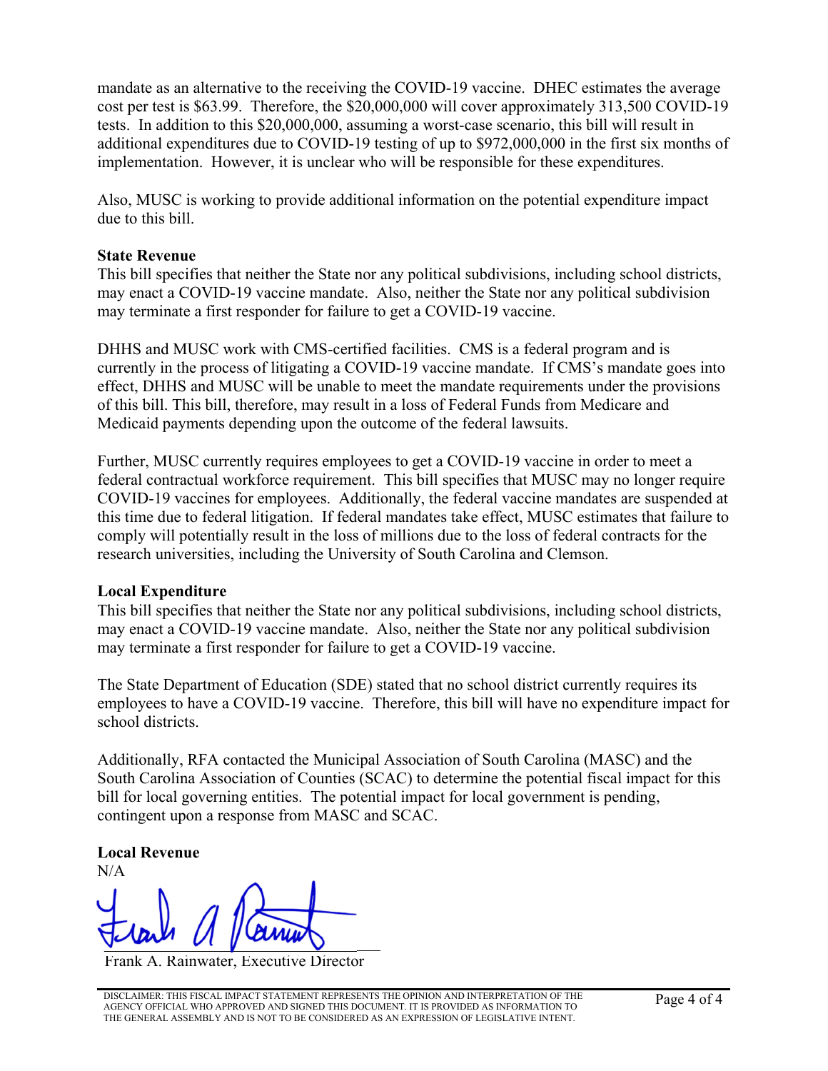mandate as an alternative to the receiving the COVID-19 vaccine. DHEC estimates the average cost per test is $63.99. Therefore, the $20,000,000 will cover approximately 313,500 COVID-19 tests. In addition to this $20,000,000, assuming a worst-case scenario, this bill will result in additional expenditures due to COVID-19 testing of up to $972,000,000 in the first six months of implementation. However, it is unclear who will be responsible for these expenditures.

Also, MUSC is working to provide additional information on the potential expenditure impact due to this bill.

**State Revenue**

This bill specifies that neither the State nor any political subdivisions, including school districts, may enact a COVID-19 vaccine mandate. Also, neither the State nor any political subdivision may terminate a first responder for failure to get a COVID-19 vaccine.

DHHS and MUSC work with CMS-certified facilities. CMS is a federal program and is currently in the process of litigating a COVID-19 vaccine mandate. If CMS's mandate goes into effect, DHHS and MUSC will be unable to meet the mandate requirements under the provisions of this bill. This bill, therefore, may result in a loss of Federal Funds from Medicare and Medicaid payments depending upon the outcome of the federal lawsuits.

Further, MUSC currently requires employees to get a COVID-19 vaccine in order to meet a federal contractual workforce requirement. This bill specifies that MUSC may no longer require COVID-19 vaccines for employees. Additionally, the federal vaccine mandates are suspended at this time due to federal litigation. If federal mandates take effect, MUSC estimates that failure to comply will potentially result in the loss of millions due to the loss of federal contracts for the research universities, including the University of South Carolina and Clemson.

**Local Expenditure**

This bill specifies that neither the State nor any political subdivisions, including school districts, may enact a COVID-19 vaccine mandate. Also, neither the State nor any political subdivision may terminate a first responder for failure to get a COVID-19 vaccine.

The State Department of Education (SDE) stated that no school district currently requires its employees to have a COVID-19 vaccine. Therefore, this bill will have no expenditure impact for school districts.

Additionally, RFA contacted the Municipal Association of South Carolina (MASC) and the South Carolina Association of Counties (SCAC) to determine the potential fiscal impact for this bill for local governing entities. The potential impact for local government is pending, contingent upon a response from MASC and SCAC.

**Local Revenue**

N/A

Frank A. Rainwater, Executive Director

DISCLAIMER: THIS FISCAL IMPACT STATEMENT REPRESENTS THE OPINION AND INTERPRETATION OF THE AGENCY OFFICIAL WHO APPROVED AND SIGNED THIS DOCUMENT. IT IS PROVIDED AS INFORMATION TO THE GENERAL ASSEMBLY AND IS NOT TO BE CONSIDERED AS AN EXPRESSION OF LEGISLATIVE INTENT.